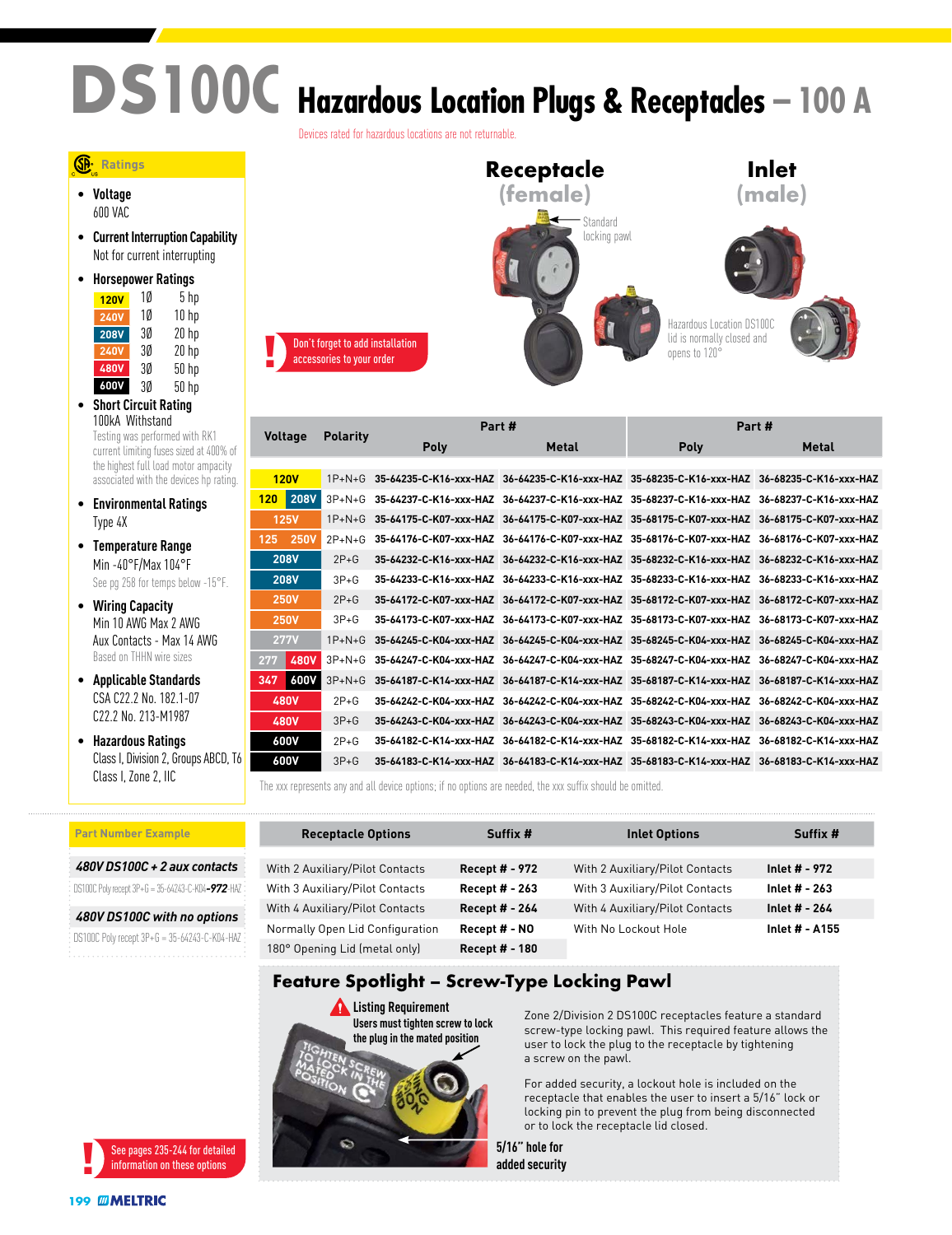# DS100C Hazardous Location Plugs & Receptacles – 100 A

Devices rated for hazardous locations are not returnable.

## Ratings

- **Voltage**
  600 VAC
- **Current Interruption Capability**
  Not for current interrupting
- **Horsepower Ratings**
  120V 1Ø 5 hp
  240V 1Ø 10 hp
  208V 3Ø 20 hp
  240V 3Ø 20 hp
  480V 3Ø 50 hp
  600V 3Ø 50 hp
- **Short Circuit Rating**
  100kA Withstand
  Testing was performed with RK1 current limiting fuses sized at 400% of the highest full load motor ampacity associated with the devices hp rating.
- **Environmental Ratings**
  Type 4X
- **Temperature Range**
  Min -40°F/Max 104°F
  See pg 258 for temps below -15°F.
- **Wiring Capacity**
  Min 10 AWG Max 2 AWG
  Aux Contacts - Max 14 AWG
  Based on THHN wire sizes
- **Applicable Standards**
  CSA C22.2 No. 182.1-07
  C22.2 No. 213-M1987
- **Hazardous Ratings**
  Class I, Division 2, Groups ABCD, T6
  Class I, Zone 2, IIC

**Receptacle (female)** — Standard locking pawl

**Inlet (male)**

Hazardous Location DS100C lid is normally closed and opens to 120°

! Don't forget to add installation accessories to your order

| Voltage | Polarity | Receptacle Part # Poly | Receptacle Part # Metal | Inlet Part # Poly | Inlet Part # Metal |
|---|---|---|---|---|---|
| 120V | 1P+N+G | 35-64235-C-K16-xxx-HAZ | 36-64235-C-K16-xxx-HAZ | 35-68235-C-K16-xxx-HAZ | 36-68235-C-K16-xxx-HAZ |
| 120 208V | 3P+N+G | 35-64237-C-K16-xxx-HAZ | 36-64237-C-K16-xxx-HAZ | 35-68237-C-K16-xxx-HAZ | 36-68237-C-K16-xxx-HAZ |
| 125V | 1P+N+G | 35-64175-C-K07-xxx-HAZ | 36-64175-C-K07-xxx-HAZ | 35-68175-C-K07-xxx-HAZ | 36-68175-C-K07-xxx-HAZ |
| 125 250V | 2P+N+G | 35-64176-C-K07-xxx-HAZ | 36-64176-C-K07-xxx-HAZ | 35-68176-C-K07-xxx-HAZ | 36-68176-C-K07-xxx-HAZ |
| 208V | 2P+G | 35-64232-C-K16-xxx-HAZ | 36-64232-C-K16-xxx-HAZ | 35-68232-C-K16-xxx-HAZ | 36-68232-C-K16-xxx-HAZ |
| 208V | 3P+G | 35-64233-C-K16-xxx-HAZ | 36-64233-C-K16-xxx-HAZ | 35-68233-C-K16-xxx-HAZ | 36-68233-C-K16-xxx-HAZ |
| 250V | 2P+G | 35-64172-C-K07-xxx-HAZ | 36-64172-C-K07-xxx-HAZ | 35-68172-C-K07-xxx-HAZ | 36-68172-C-K07-xxx-HAZ |
| 250V | 3P+G | 35-64173-C-K07-xxx-HAZ | 36-64173-C-K07-xxx-HAZ | 35-68173-C-K07-xxx-HAZ | 36-68173-C-K07-xxx-HAZ |
| 277V | 1P+N+G | 35-64245-C-K04-xxx-HAZ | 36-64245-C-K04-xxx-HAZ | 35-68245-C-K04-xxx-HAZ | 36-68245-C-K04-xxx-HAZ |
| 277 480V | 3P+N+G | 35-64247-C-K04-xxx-HAZ | 36-64247-C-K04-xxx-HAZ | 35-68247-C-K04-xxx-HAZ | 36-68247-C-K04-xxx-HAZ |
| 347 600V | 3P+N+G | 35-64187-C-K14-xxx-HAZ | 36-64187-C-K14-xxx-HAZ | 35-68187-C-K14-xxx-HAZ | 36-68187-C-K14-xxx-HAZ |
| 480V | 2P+G | 35-64242-C-K04-xxx-HAZ | 36-64242-C-K04-xxx-HAZ | 35-68242-C-K04-xxx-HAZ | 36-68242-C-K04-xxx-HAZ |
| 480V | 3P+G | 35-64243-C-K04-xxx-HAZ | 36-64243-C-K04-xxx-HAZ | 35-68243-C-K04-xxx-HAZ | 36-68243-C-K04-xxx-HAZ |
| 600V | 2P+G | 35-64182-C-K14-xxx-HAZ | 36-64182-C-K14-xxx-HAZ | 35-68182-C-K14-xxx-HAZ | 36-68182-C-K14-xxx-HAZ |
| 600V | 3P+G | 35-64183-C-K14-xxx-HAZ | 36-64183-C-K14-xxx-HAZ | 35-68183-C-K14-xxx-HAZ | 36-68183-C-K14-xxx-HAZ |

The xxx represents any and all device options; if no options are needed, the xxx suffix should be omitted.

## Part Number Example

***480V DS100C + 2 aux contacts***

DS100C Poly recept 3P+G = 35-64243-C-K04-***972***-HAZ

***480V DS100C with no options***

DS100C Poly recept 3P+G = 35-64243-C-K04-HAZ

| Receptacle Options | Suffix # | Inlet Options | Suffix # |
|---|---|---|---|
| With 2 Auxiliary/Pilot Contacts | Recept # - 972 | With 2 Auxiliary/Pilot Contacts | Inlet # - 972 |
| With 3 Auxiliary/Pilot Contacts | Recept # - 263 | With 3 Auxiliary/Pilot Contacts | Inlet # - 263 |
| With 4 Auxiliary/Pilot Contacts | Recept # - 264 | With 4 Auxiliary/Pilot Contacts | Inlet # - 264 |
| Normally Open Lid Configuration | Recept # - NO | With No Lockout Hole | Inlet # - A155 |
| 180° Opening Lid (metal only) | Recept # - 180 | | |

## Feature Spotlight – Screw-Type Locking Pawl

**Listing Requirement**
**Users must tighten screw to lock the plug in the mated position**

Zone 2/Division 2 DS100C receptacles feature a standard screw-type locking pawl. This required feature allows the user to lock the plug to the receptacle by tightening a screw on the pawl.

For added security, a lockout hole is included on the receptacle that enables the user to insert a 5/16" lock or locking pin to prevent the plug from being disconnected or to lock the receptacle lid closed.

**5/16" hole for added security**

! See pages 235-244 for detailed information on these options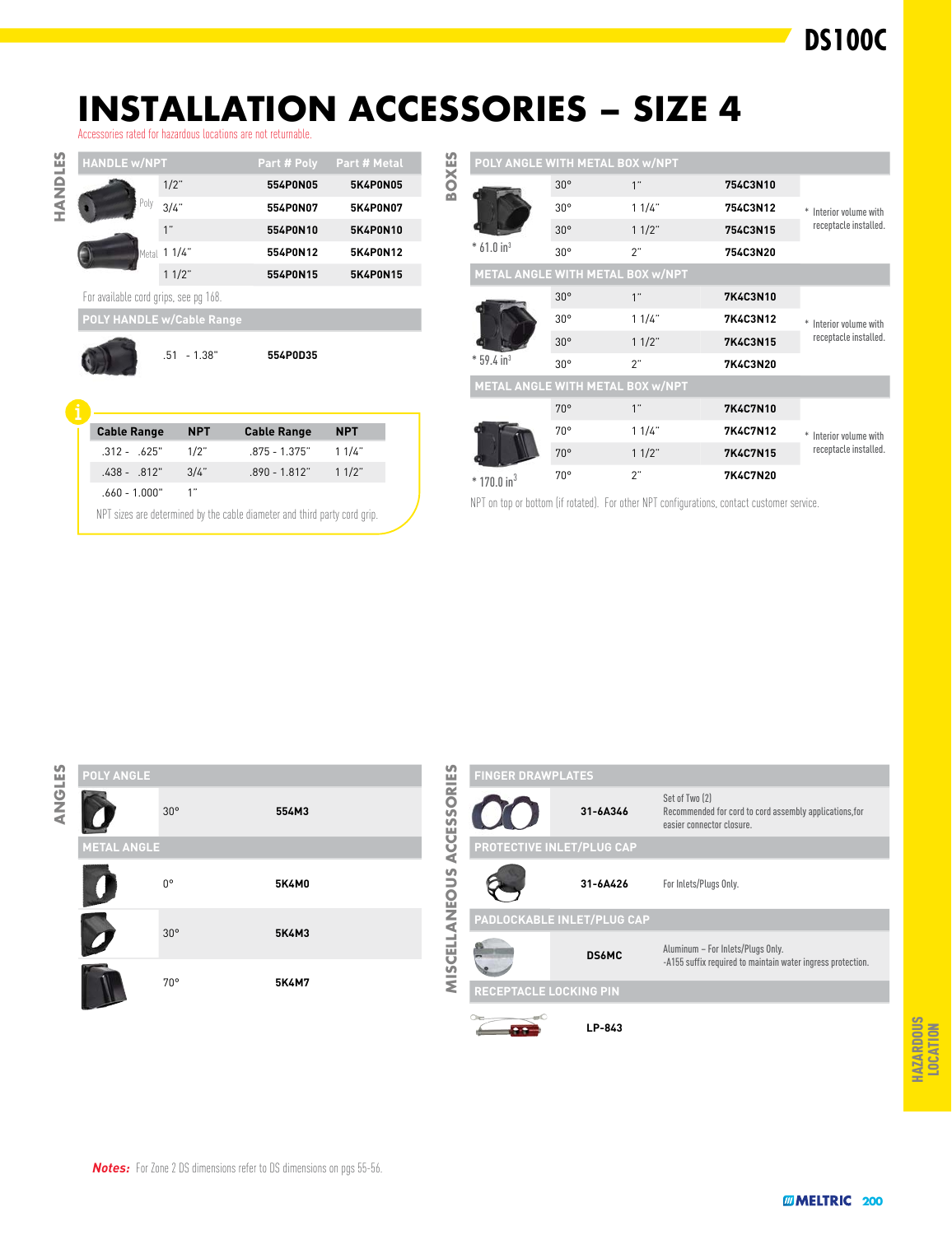# INSTALLATION ACCESSORIES – SIZE 4

Accessories rated for hazardous locations are not returnable.

## HANDLES

| HANDLE w/NPT | | Part # Poly | Part # Metal |
|---|---|---|---|
| Poly | 1/2" | 554P0N05 | 5K4P0N05 |
| | 3/4" | 554P0N07 | 5K4P0N07 |
| | 1" | 554P0N10 | 5K4P0N10 |
| Metal | 1 1/4" | 554P0N12 | 5K4P0N12 |
| | 1 1/2" | 554P0N15 | 5K4P0N15 |

For available cord grips, see pg 168.

| POLY HANDLE w/Cable Range | |
|---|---|
| .51 - 1.38" | 554P0D35 |

| Cable Range | NPT | Cable Range | NPT |
|---|---|---|---|
| .312 - .625" | 1/2" | .875 - 1.375" | 1 1/4" |
| .438 - .812" | 3/4" | .890 - 1.812" | 1 1/2" |
| .660 - 1.000" | 1" | | |

NPT sizes are determined by the cable diameter and third party cord grip.

## BOXES

| POLY ANGLE WITH METAL BOX w/NPT | | | |
|---|---|---|---|
| * 61.0 in³ | 30° | 1" | 754C3N10 |
| | 30° | 1 1/4" | 754C3N12 |
| | 30° | 1 1/2" | 754C3N15 |
| | 30° | 2" | 754C3N20 |

\* Interior volume with receptacle installed.

| METAL ANGLE WITH METAL BOX w/NPT | | | |
|---|---|---|---|
| * 59.4 in³ | 30° | 1" | 7K4C3N10 |
| | 30° | 1 1/4" | 7K4C3N12 |
| | 30° | 1 1/2" | 7K4C3N15 |
| | 30° | 2" | 7K4C3N20 |

\* Interior volume with receptacle installed.

| METAL ANGLE WITH METAL BOX w/NPT | | | |
|---|---|---|---|
| * 170.0 in³ | 70° | 1" | 7K4C7N10 |
| | 70° | 1 1/4" | 7K4C7N12 |
| | 70° | 1 1/2" | 7K4C7N15 |
| | 70° | 2" | 7K4C7N20 |

\* Interior volume with receptacle installed.

NPT on top or bottom (if rotated). For other NPT configurations, contact customer service.

## ANGLES

| POLY ANGLE | |
|---|---|
| 30° | 554M3 |

| METAL ANGLE | |
|---|---|
| 0° | 5K4M0 |
| 30° | 5K4M3 |
| 70° | 5K4M7 |

## MISCELLANEOUS ACCESSORIES

| FINGER DRAWPLATES | |
|---|---|
| 31-6A346 | Set of Two (2) Recommended for cord to cord assembly applications,for easier connector closure. |

| PROTECTIVE INLET/PLUG CAP | |
|---|---|
| 31-6A426 | For Inlets/Plugs Only. |

| PADLOCKABLE INLET/PLUG CAP | |
|---|---|
| DS6MC | Aluminum – For Inlets/Plugs Only. -A155 suffix required to maintain water ingress protection. |

| RECEPTACLE LOCKING PIN |
|---|
| LP-843 |

***Notes:*** For Zone 2 DS dimensions refer to DS dimensions on pgs 55-56.